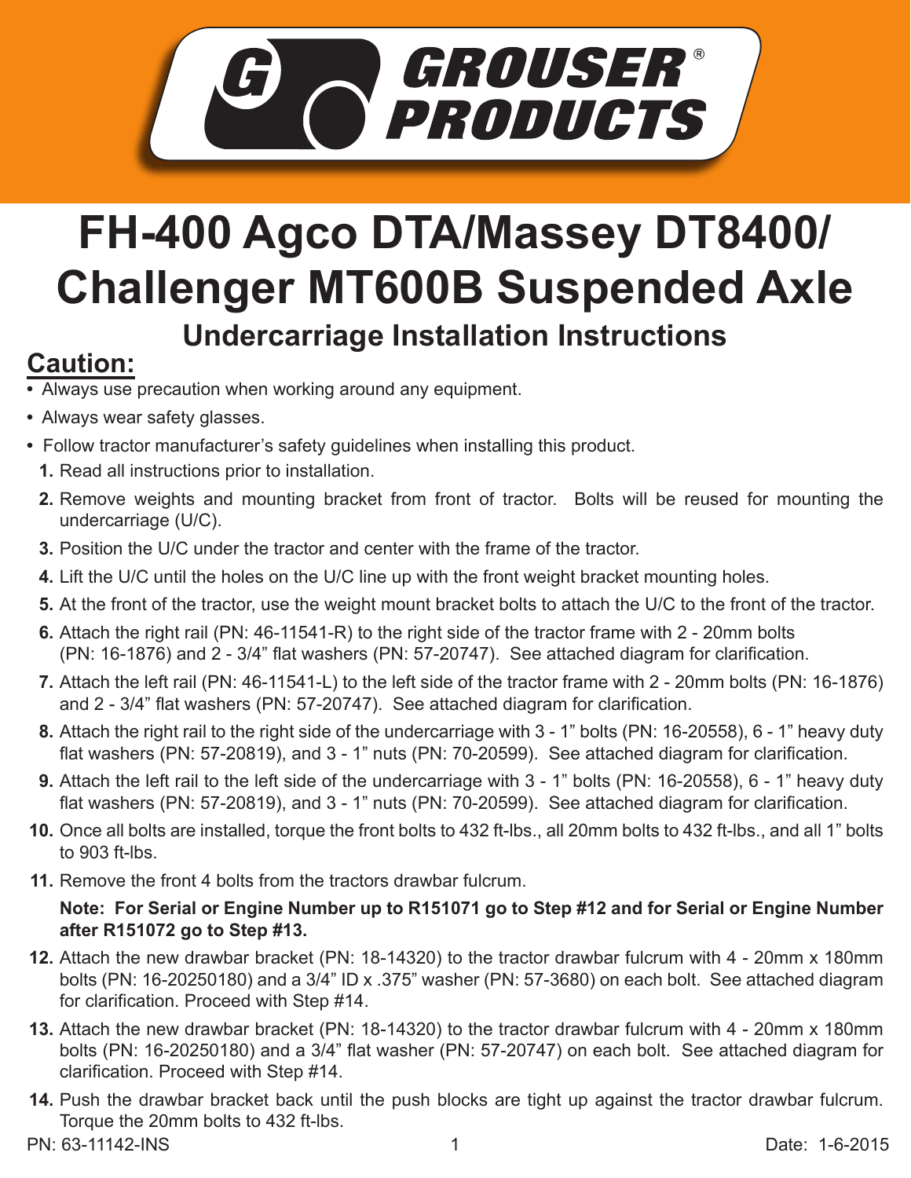# GROUSER® PRODUCTS

# FH-400 Agco DTA/Massey DT8400/ Challenger MT600B Suspended Axle

## Undercarriage Installation Instructions

## Caution:

- Always use precaution when working around any equipment.
- Always wear safety glasses.
- Follow tractor manufacturer's safety guidelines when installing this product.

1. Read all instructions prior to installation.
2. Remove weights and mounting bracket from front of tractor. Bolts will be reused for mounting the undercarriage (U/C).
3. Position the U/C under the tractor and center with the frame of the tractor.
4. Lift the U/C until the holes on the U/C line up with the front weight bracket mounting holes.
5. At the front of the tractor, use the weight mount bracket bolts to attach the U/C to the front of the tractor.
6. Attach the right rail (PN: 46-11541-R) to the right side of the tractor frame with 2 - 20mm bolts (PN: 16-1876) and 2 - 3/4" flat washers (PN: 57-20747). See attached diagram for clarification.
7. Attach the left rail (PN: 46-11541-L) to the left side of the tractor frame with 2 - 20mm bolts (PN: 16-1876) and 2 - 3/4" flat washers (PN: 57-20747). See attached diagram for clarification.
8. Attach the right rail to the right side of the undercarriage with 3 - 1" bolts (PN: 16-20558), 6 - 1" heavy duty flat washers (PN: 57-20819), and 3 - 1" nuts (PN: 70-20599). See attached diagram for clarification.
9. Attach the left rail to the left side of the undercarriage with 3 - 1" bolts (PN: 16-20558), 6 - 1" heavy duty flat washers (PN: 57-20819), and 3 - 1" nuts (PN: 70-20599). See attached diagram for clarification.
10. Once all bolts are installed, torque the front bolts to 432 ft-lbs., all 20mm bolts to 432 ft-lbs., and all 1" bolts to 903 ft-lbs.
11. Remove the front 4 bolts from the tractors drawbar fulcrum.

    **Note: For Serial or Engine Number up to R151071 go to Step #12 and for Serial or Engine Number after R151072 go to Step #13.**

12. Attach the new drawbar bracket (PN: 18-14320) to the tractor drawbar fulcrum with 4 - 20mm x 180mm bolts (PN: 16-20250180) and a 3/4" ID x .375" washer (PN: 57-3680) on each bolt. See attached diagram for clarification. Proceed with Step #14.
13. Attach the new drawbar bracket (PN: 18-14320) to the tractor drawbar fulcrum with 4 - 20mm x 180mm bolts (PN: 16-20250180) and a 3/4" flat washer (PN: 57-20747) on each bolt. See attached diagram for clarification. Proceed with Step #14.
14. Push the drawbar bracket back until the push blocks are tight up against the tractor drawbar fulcrum. Torque the 20mm bolts to 432 ft-lbs.

PN: 63-11142-INS

Date: 1-6-2015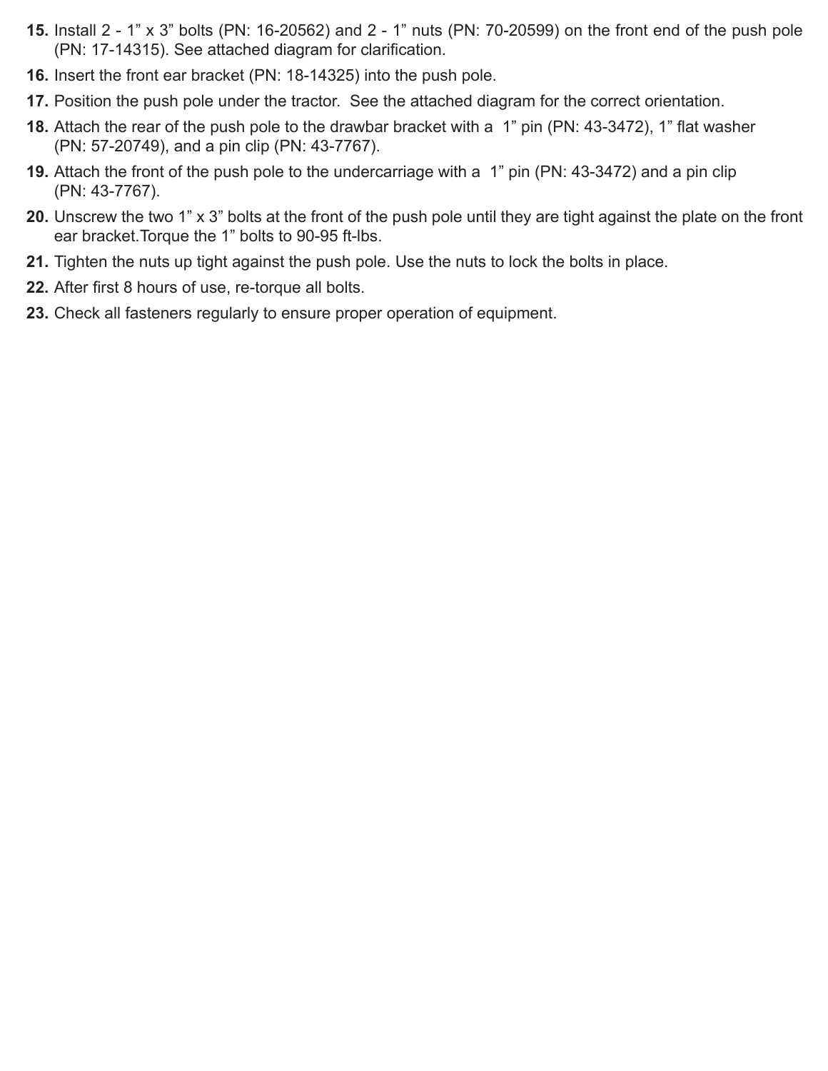15. Install 2 - 1” x 3” bolts (PN: 16-20562) and 2 - 1” nuts (PN: 70-20599) on the front end of the push pole (PN: 17-14315). See attached diagram for clarification.
16. Insert the front ear bracket (PN: 18-14325) into the push pole.
17. Position the push pole under the tractor. See the attached diagram for the correct orientation.
18. Attach the rear of the push pole to the drawbar bracket with a 1” pin (PN: 43-3472), 1” flat washer (PN: 57-20749), and a pin clip (PN: 43-7767).
19. Attach the front of the push pole to the undercarriage with a 1” pin (PN: 43-3472) and a pin clip (PN: 43-7767).
20. Unscrew the two 1” x 3” bolts at the front of the push pole until they are tight against the plate on the front ear bracket.Torque the 1” bolts to 90-95 ft-lbs.
21. Tighten the nuts up tight against the push pole. Use the nuts to lock the bolts in place.
22. After first 8 hours of use, re-torque all bolts.
23. Check all fasteners regularly to ensure proper operation of equipment.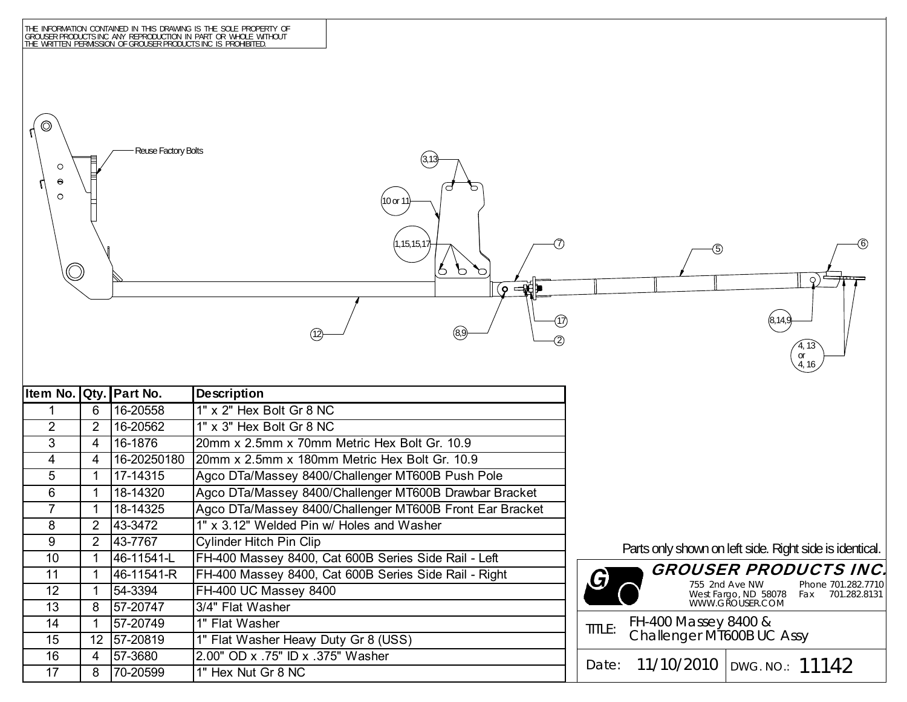THE INFORMATION CONTAINED IN THIS DRAWING IS THE SOLE PROPERTY OF GROUSER PRODUCTS INC ANY REPRODUCTION IN PART OR WHOLE WITHOUT THE WRITTEN PERMISSION OF GROUSER PRODUCTS INC IS PROHIBITED.

Reuse Factory Bolts

3,13

10 or 11

1,15,15,17

7

5

6

12

8,9

17

2

8,14,9

4, 13
or
4, 16

| Item No. | Qty. | Part No. | Description |
|---|---|---|---|
| 1 | 6 | 16-20558 | 1" x 2" Hex Bolt Gr 8 NC |
| 2 | 2 | 16-20562 | 1" x 3" Hex Bolt Gr 8 NC |
| 3 | 4 | 16-1876 | 20mm x 2.5mm x 70mm Metric Hex Bolt Gr. 10.9 |
| 4 | 4 | 16-20250180 | 20mm x 2.5mm x 180mm Metric Hex Bolt Gr. 10.9 |
| 5 | 1 | 17-14315 | Agco DTa/Massey 8400/Challenger MT600B Push Pole |
| 6 | 1 | 18-14320 | Agco DTa/Massey 8400/Challenger MT600B Drawbar Bracket |
| 7 | 1 | 18-14325 | Agco DTa/Massey 8400/Challenger MT600B Front Ear Bracket |
| 8 | 2 | 43-3472 | 1" x 3.12" Welded Pin w/ Holes and Washer |
| 9 | 2 | 43-7767 | Cylinder Hitch Pin Clip |
| 10 | 1 | 46-11541-L | FH-400 Massey 8400, Cat 600B Series Side Rail - Left |
| 11 | 1 | 46-11541-R | FH-400 Massey 8400, Cat 600B Series Side Rail - Right |
| 12 | 1 | 54-3394 | FH-400 UC Massey 8400 |
| 13 | 8 | 57-20747 | 3/4" Flat Washer |
| 14 | 1 | 57-20749 | 1" Flat Washer |
| 15 | 12 | 57-20819 | 1" Flat Washer Heavy Duty Gr 8 (USS) |
| 16 | 4 | 57-3680 | 2.00" OD x .75" ID x .375" Washer |
| 17 | 8 | 70-20599 | 1" Hex Nut Gr 8 NC |

Parts only shown on left side. Right side is identical.

**GROUSER PRODUCTS INC.**
755 2nd Ave NW
West Fargo, ND 58078
WWW.GROUSER.COM
Phone 701.282.7710
Fax 701.282.8131

TITLE: FH-400 Massey 8400 & Challenger MT600B UC Assy

Date: 11/10/2010

DWG. NO.: 11142